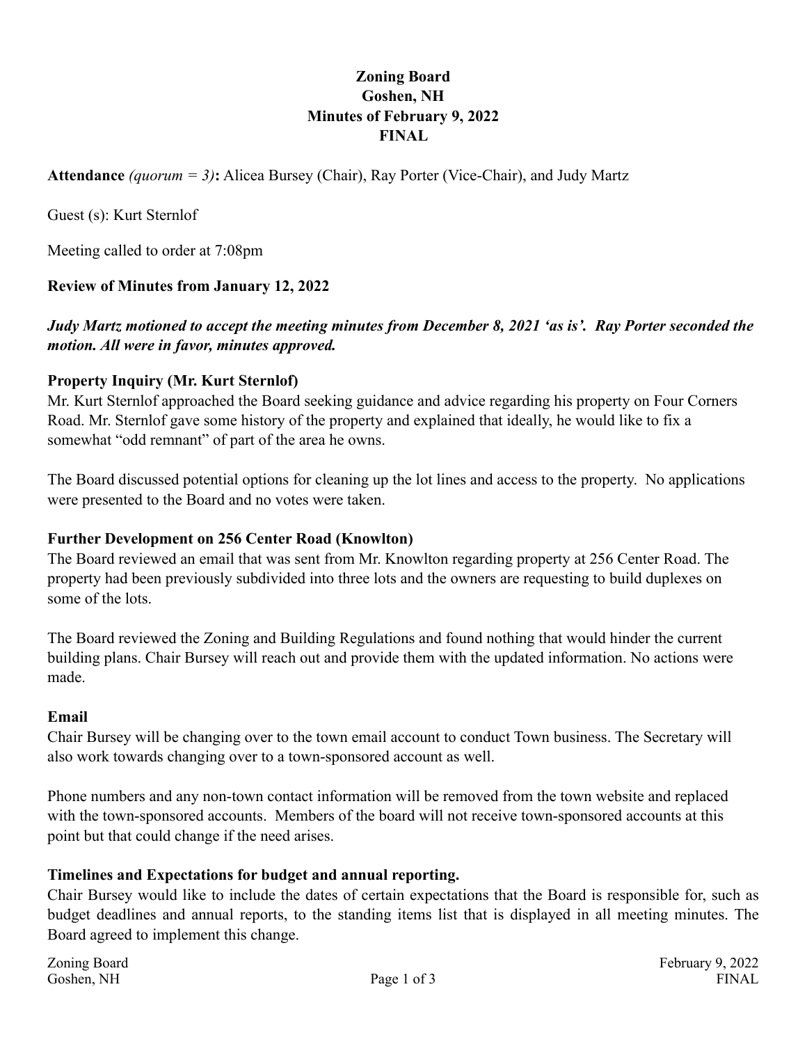# Zoning Board
# Goshen, NH
# Minutes of February 9, 2022
# FINAL

**Attendance** *(quorum = 3)***:** Alicea Bursey (Chair), Ray Porter (Vice-Chair), and Judy Martz

Guest (s): Kurt Sternlof

Meeting called to order at 7:08pm

**Review of Minutes from January 12, 2022**

***Judy Martz motioned to accept the meeting minutes from December 8, 2021 'as is'. Ray Porter seconded the motion. All were in favor, minutes approved.***

**Property Inquiry (Mr. Kurt Sternlof)**

Mr. Kurt Sternlof approached the Board seeking guidance and advice regarding his property on Four Corners Road. Mr. Sternlof gave some history of the property and explained that ideally, he would like to fix a somewhat "odd remnant" of part of the area he owns.

The Board discussed potential options for cleaning up the lot lines and access to the property. No applications were presented to the Board and no votes were taken.

**Further Development on 256 Center Road (Knowlton)**

The Board reviewed an email that was sent from Mr. Knowlton regarding property at 256 Center Road. The property had been previously subdivided into three lots and the owners are requesting to build duplexes on some of the lots.

The Board reviewed the Zoning and Building Regulations and found nothing that would hinder the current building plans. Chair Bursey will reach out and provide them with the updated information. No actions were made.

**Email**

Chair Bursey will be changing over to the town email account to conduct Town business. The Secretary will also work towards changing over to a town-sponsored account as well.

Phone numbers and any non-town contact information will be removed from the town website and replaced with the town-sponsored accounts. Members of the board will not receive town-sponsored accounts at this point but that could change if the need arises.

**Timelines and Expectations for budget and annual reporting.**

Chair Bursey would like to include the dates of certain expectations that the Board is responsible for, such as budget deadlines and annual reports, to the standing items list that is displayed in all meeting minutes. The Board agreed to implement this change.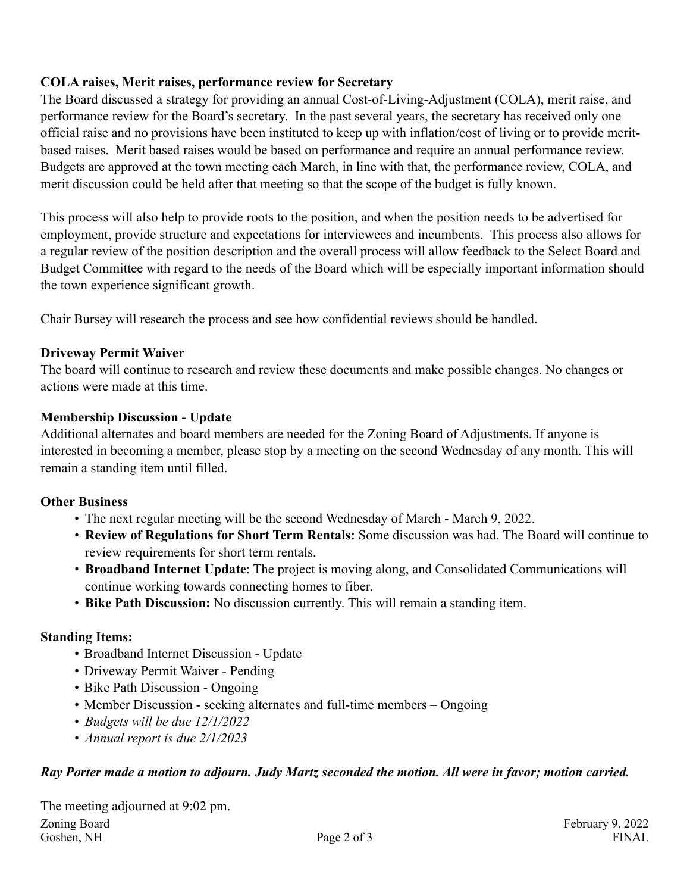**COLA raises, Merit raises, performance review for Secretary**

The Board discussed a strategy for providing an annual Cost-of-Living-Adjustment (COLA), merit raise, and performance review for the Board's secretary. In the past several years, the secretary has received only one official raise and no provisions have been instituted to keep up with inflation/cost of living or to provide merit-based raises. Merit based raises would be based on performance and require an annual performance review. Budgets are approved at the town meeting each March, in line with that, the performance review, COLA, and merit discussion could be held after that meeting so that the scope of the budget is fully known.

This process will also help to provide roots to the position, and when the position needs to be advertised for employment, provide structure and expectations for interviewees and incumbents. This process also allows for a regular review of the position description and the overall process will allow feedback to the Select Board and Budget Committee with regard to the needs of the Board which will be especially important information should the town experience significant growth.

Chair Bursey will research the process and see how confidential reviews should be handled.

**Driveway Permit Waiver**

The board will continue to research and review these documents and make possible changes. No changes or actions were made at this time.

**Membership Discussion - Update**

Additional alternates and board members are needed for the Zoning Board of Adjustments. If anyone is interested in becoming a member, please stop by a meeting on the second Wednesday of any month. This will remain a standing item until filled.

**Other Business**

- The next regular meeting will be the second Wednesday of March - March 9, 2022.
- **Review of Regulations for Short Term Rentals:** Some discussion was had. The Board will continue to review requirements for short term rentals.
- **Broadband Internet Update**: The project is moving along, and Consolidated Communications will continue working towards connecting homes to fiber.
- **Bike Path Discussion:** No discussion currently. This will remain a standing item.

**Standing Items:**

- Broadband Internet Discussion - Update
- Driveway Permit Waiver - Pending
- Bike Path Discussion - Ongoing
- Member Discussion - seeking alternates and full-time members – Ongoing
- *Budgets will be due 12/1/2022*
- *Annual report is due 2/1/2023*

***Ray Porter made a motion to adjourn. Judy Martz seconded the motion. All were in favor; motion carried.***

The meeting adjourned at 9:02 pm.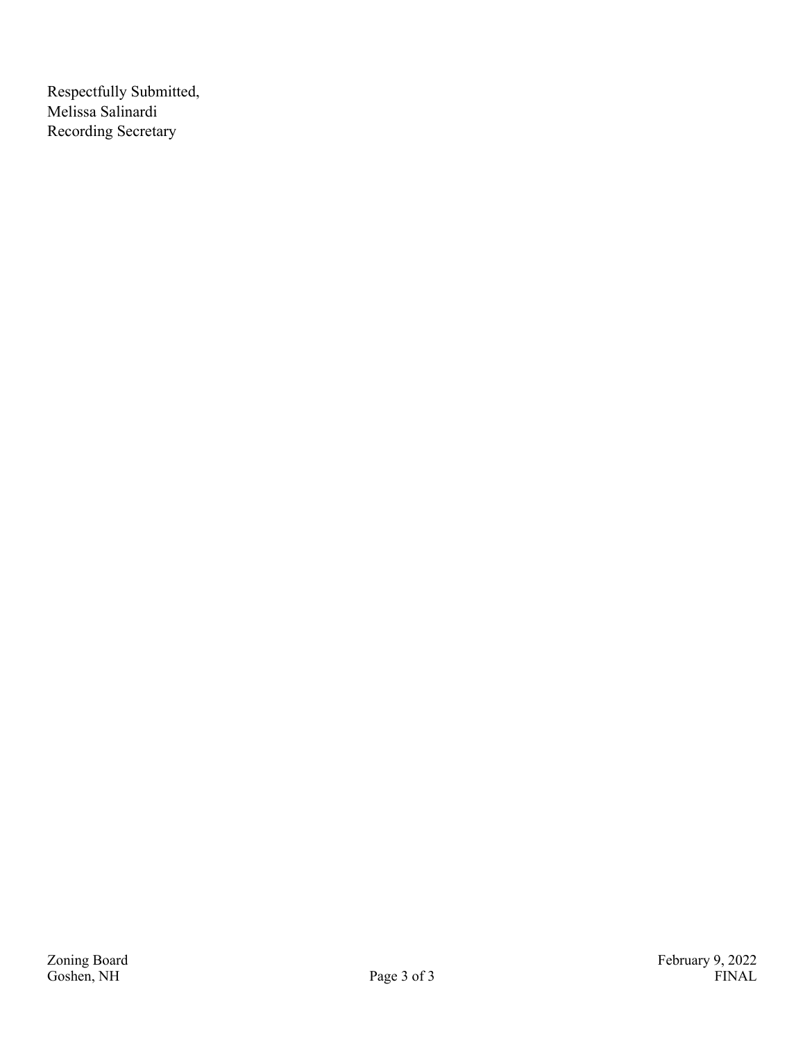Respectfully Submitted,
Melissa Salinardi
Recording Secretary